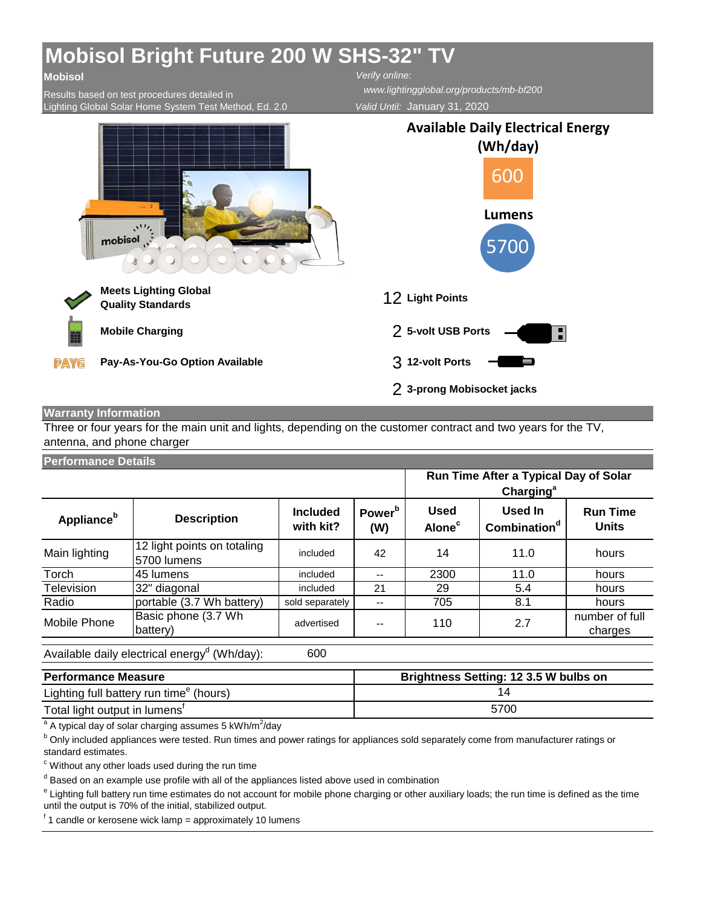# Mobisol Bright Future 200 W SHS-32" TV

**Mobisol**

Results based on test procedures detailed in Lighting Global Solar Home System Test Method, Ed. 2.0

*Verify online:*
*www.lightingglobal.org/products/mb-bf200*
*Valid Until:* January 31, 2020

**Available Daily Electrical Energy (Wh/day)**

600

**Lumens**

5700

**Meets Lighting Global Quality Standards**

**Mobile Charging**

**Pay-As-You-Go Option Available**

12 **Light Points**

2 **5-volt USB Ports**

3 **12-volt Ports**

2 **3-prong Mobisocket jacks**

## Warranty Information

Three or four years for the main unit and lights, depending on the customer contract and two years for the TV, antenna, and phone charger

## Performance Details

| Appliance[b] | Description | Included with kit? | Power[b] (W) | Run Time After a Typical Day of Solar Charging[a]: Used Alone[c] | Run Time After a Typical Day of Solar Charging[a]: Used In Combination[d] | Run Time Units |
|---|---|---|---|---|---|---|
| Main lighting | 12 light points on totaling 5700 lumens | included | 42 | 14 | 11.0 | hours |
| Torch | 45 lumens | included | -- | 2300 | 11.0 | hours |
| Television | 32" diagonal | included | 21 | 29 | 5.4 | hours |
| Radio | portable (3.7 Wh battery) | sold separately | -- | 705 | 8.1 | hours |
| Mobile Phone | Basic phone (3.7 Wh battery) | advertised | -- | 110 | 2.7 | number of full charges |

Available daily electrical energy[d] (Wh/day): 600

| Performance Measure | Brightness Setting: 12 3.5 W bulbs on |
|---|---|
| Lighting full battery run time[e] (hours) | 14 |
| Total light output in lumens[f] | 5700 |

[a] A typical day of solar charging assumes 5 kWh/m²/day

[b] Only included appliances were tested. Run times and power ratings for appliances sold separately come from manufacturer ratings or standard estimates.

[c] Without any other loads used during the run time

[d] Based on an example use profile with all of the appliances listed above used in combination

[e] Lighting full battery run time estimates do not account for mobile phone charging or other auxiliary loads; the run time is defined as the time until the output is 70% of the initial, stabilized output.

[f] 1 candle or kerosene wick lamp = approximately 10 lumens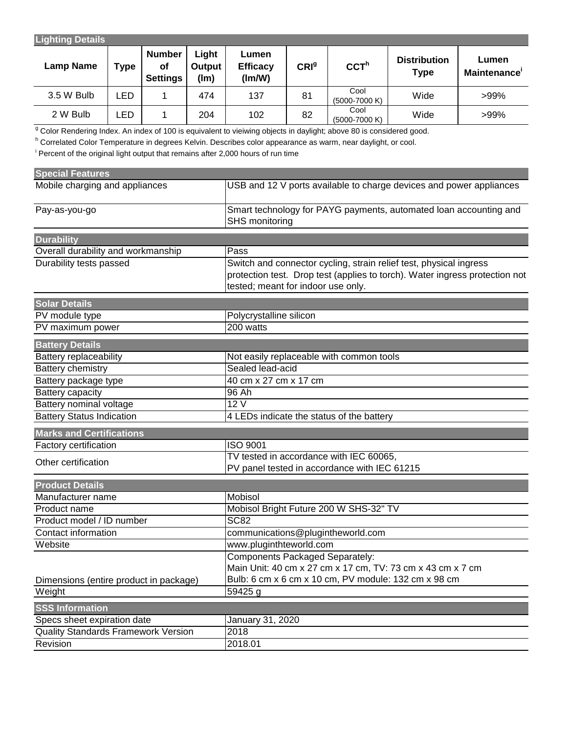## Lighting Details

| Lamp Name | Type | Number of Settings | Light Output (lm) | Lumen Efficacy (lm/W) | CRI[g] | CCT[h] | Distribution Type | Lumen Maintenance[i] |
|---|---|---|---|---|---|---|---|---|
| 3.5 W Bulb | LED | 1 | 474 | 137 | 81 | Cool (5000-7000 K) | Wide | >99% |
| 2 W Bulb | LED | 1 | 204 | 102 | 82 | Cool (5000-7000 K) | Wide | >99% |

[g] Color Rendering Index. An index of 100 is equivalent to vieiwing objects in daylight; above 80 is considered good.

[h] Correlated Color Temperature in degrees Kelvin. Describes color appearance as warm, near daylight, or cool.

[i] Percent of the original light output that remains after 2,000 hours of run time

## Special Features

| | |
|---|---|
| Mobile charging and appliances | USB and 12 V ports available to charge devices and power appliances |
| Pay-as-you-go | Smart technology for PAYG payments, automated loan accounting and SHS monitoring |

## Durability

| | |
|---|---|
| Overall durability and workmanship | Pass |
| Durability tests passed | Switch and connector cycling, strain relief test, physical ingress protection test. Drop test (applies to torch). Water ingress protection not tested; meant for indoor use only. |

## Solar Details

| | |
|---|---|
| PV module type | Polycrystalline silicon |
| PV maximum power | 200 watts |

## Battery Details

| | |
|---|---|
| Battery replaceability | Not easily replaceable with common tools |
| Battery chemistry | Sealed lead-acid |
| Battery package type | 40 cm x 27 cm x 17 cm |
| Battery capacity | 96 Ah |
| Battery nominal voltage | 12 V |
| Battery Status Indication | 4 LEDs indicate the status of the battery |

## Marks and Certifications

| | |
|---|---|
| Factory certification | ISO 9001 |
| Other certification | TV tested in accordance with IEC 60065, PV panel tested in accordance with IEC 61215 |

## Product Details

| | |
|---|---|
| Manufacturer name | Mobisol |
| Product name | Mobisol Bright Future 200 W SHS-32" TV |
| Product model / ID number | SC82 |
| Contact information | communications@plugintheworld.com |
| Website | www.pluginthteworld.com |
| Dimensions (entire product in package) | Components Packaged Separately: Main Unit: 40 cm x 27 cm x 17 cm, TV: 73 cm x 43 cm x 7 cm Bulb: 6 cm x 6 cm x 10 cm, PV module: 132 cm x 98 cm |
| Weight | 59425 g |

## SSS Information

| | |
|---|---|
| Specs sheet expiration date | January 31, 2020 |
| Quality Standards Framework Version | 2018 |
| Revision | 2018.01 |